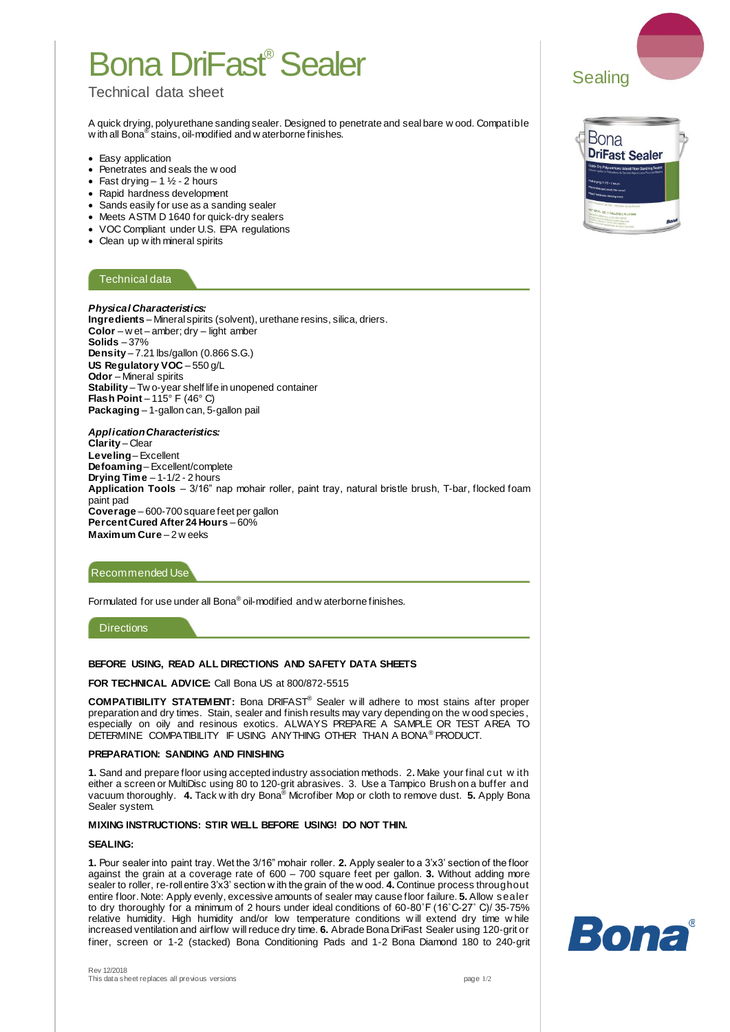# Bona DriFast® Sealer

Technical data sheet

Sealing

A quick drying, polyurethane sanding sealer. Designed to penetrate and seal bare wood. Compatible with all Bona® stains, oil-modified and waterborne finishes.

- Easy application
- Penetrates and seals the wood
- Fast drying – 1 ½ - 2 hours
- Rapid hardness development
- Sands easily for use as a sanding sealer
- Meets ASTM D 1640 for quick-dry sealers
- VOC Compliant under U.S. EPA regulations
- Clean up with mineral spirits

## Technical data

***Physical Characteristics:***
**Ingredients** – Mineral spirits (solvent), urethane resins, silica, driers.
**Color** – wet – amber; dry – light amber
**Solids** – 37%
**Density** – 7.21 lbs/gallon (0.866 S.G.)
**US Regulatory VOC** – 550 g/L
**Odor** – Mineral spirits
**Stability** – Two-year shelf life in unopened container
**Flash Point** – 115° F (46° C)
**Packaging** – 1-gallon can, 5-gallon pail

***Application Characteristics:***
**Clarity** – Clear
**Leveling** – Excellent
**Defoaming** – Excellent/complete
**Drying Time** – 1-1/2 - 2 hours
**Application Tools** – 3/16" nap mohair roller, paint tray, natural bristle brush, T-bar, flocked foam paint pad
**Coverage** – 600-700 square feet per gallon
**Percent Cured After 24 Hours** – 60%
**Maximum Cure** – 2 weeks

## Recommended Use

Formulated for use under all Bona® oil-modified and waterborne finishes.

## Directions

**BEFORE USING, READ ALL DIRECTIONS AND SAFETY DATA SHEETS**

**FOR TECHNICAL ADVICE:** Call Bona US at 800/872-5515

**COMPATIBILITY STATEMENT:** Bona DRIFAST® Sealer will adhere to most stains after proper preparation and dry times. Stain, sealer and finish results may vary depending on the wood species, especially on oily and resinous exotics. ALWAYS PREPARE A SAMPLE OR TEST AREA TO DETERMINE COMPATIBILITY IF USING ANYTHING OTHER THAN A BONA® PRODUCT.

**PREPARATION: SANDING AND FINISHING**

**1.** Sand and prepare floor using accepted industry association methods. **2.** Make your final cut with either a screen or MultiDisc using 80 to 120-grit abrasives. 3. Use a Tampico Brush on a buffer and vacuum thoroughly. **4.** Tack with dry Bona® Microfiber Mop or cloth to remove dust. **5.** Apply Bona Sealer system.

**MIXING INSTRUCTIONS: STIR WELL BEFORE USING! DO NOT THIN.**

**SEALING:**

**1.** Pour sealer into paint tray. Wet the 3/16" mohair roller. **2.** Apply sealer to a 3'x3' section of the floor against the grain at a coverage rate of 600 – 700 square feet per gallon. **3.** Without adding more sealer to roller, re-roll entire 3'x3' section with the grain of the wood. **4.** Continue process throughout entire floor. Note: Apply evenly, excessive amounts of sealer may cause floor failure. **5.** Allow sealer to dry thoroughly for a minimum of 2 hours under ideal conditions of 60-80˚F (16˚C-27˚ C)/ 35-75% relative humidity. High humidity and/or low temperature conditions will extend dry time while increased ventilation and airflow will reduce dry time. **6.** Abrade Bona DriFast Sealer using 120-grit or finer, screen or 1-2 (stacked) Bona Conditioning Pads and 1-2 Bona Diamond 180 to 240-grit

Rev 12/2018
This data sheet replaces all previous versions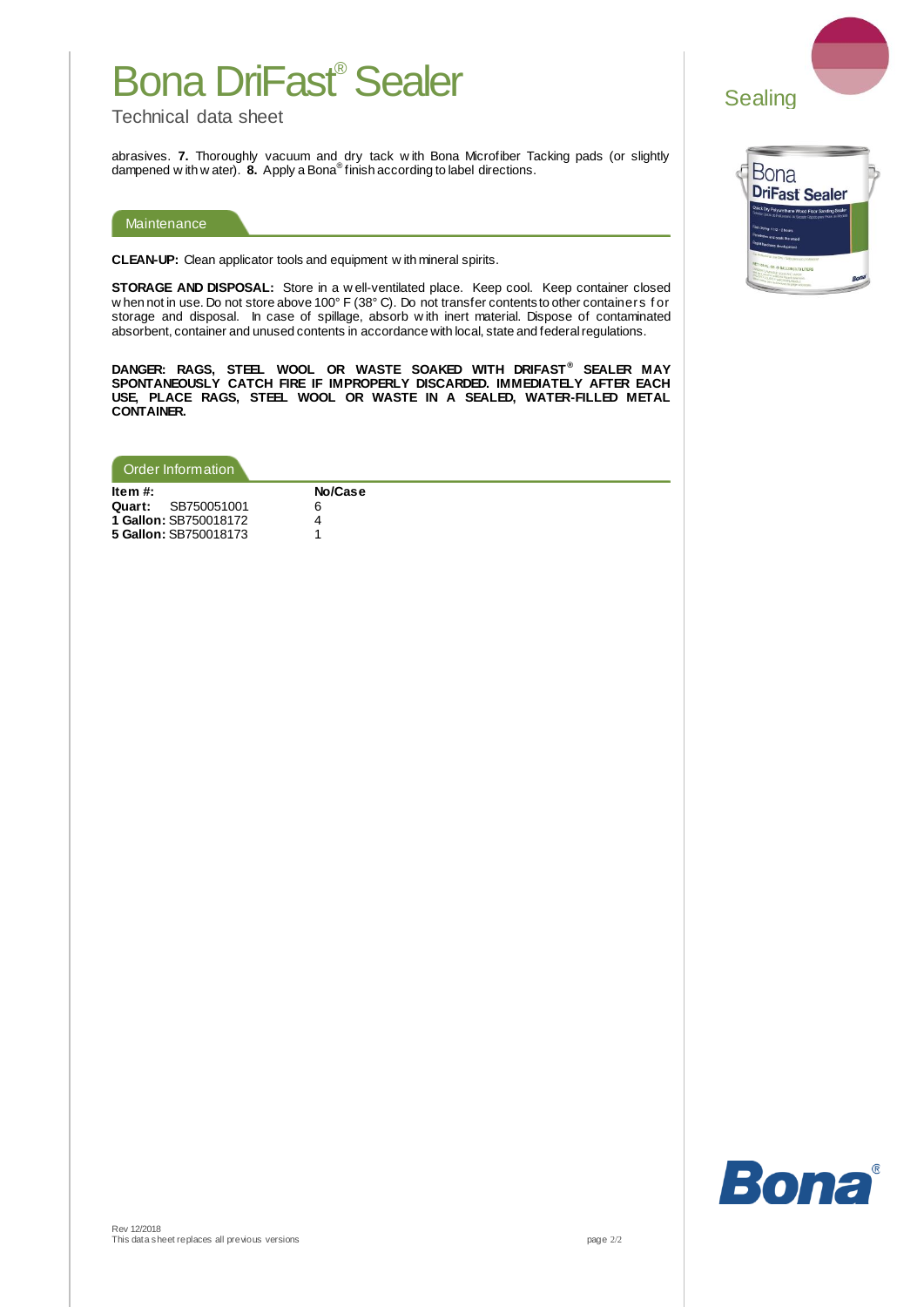# Bona DriFast® Sealer

Technical data sheet

Sealing

abrasives. **7.** Thoroughly vacuum and dry tack with Bona Microfiber Tacking pads (or slightly dampened with water). **8.** Apply a Bona® finish according to label directions.

## Maintenance

**CLEAN-UP:** Clean applicator tools and equipment with mineral spirits.

**STORAGE AND DISPOSAL:** Store in a well-ventilated place. Keep cool. Keep container closed when not in use. Do not store above 100° F (38° C). Do not transfer contents to other containers for storage and disposal. In case of spillage, absorb with inert material. Dispose of contaminated absorbent, container and unused contents in accordance with local, state and federal regulations.

**DANGER: RAGS, STEEL WOOL OR WASTE SOAKED WITH DRIFAST® SEALER MAY SPONTANEOUSLY CATCH FIRE IF IMPROPERLY DISCARDED. IMMEDIATELY AFTER EACH USE, PLACE RAGS, STEEL WOOL OR WASTE IN A SEALED, WATER-FILLED METAL CONTAINER.**

## Order Information

| Item #: | No/Case |
|---|---|
| **Quart:** SB750051001 | 6 |
| **1 Gallon:** SB750018172 | 4 |
| **5 Gallon:** SB750018173 | 1 |

Rev 12/2018
This data sheet replaces all previous versions